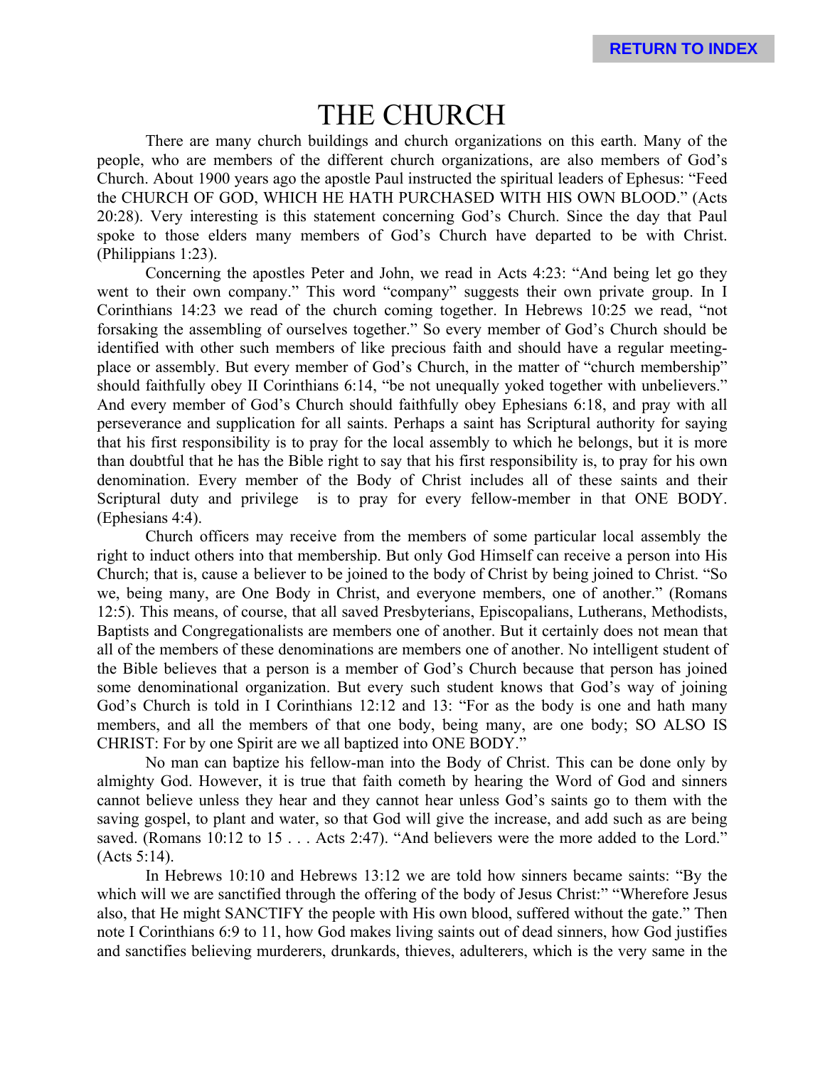# THE CHURCH

There are many church buildings and church organizations on this earth. Many of the people, who are members of the different church organizations, are also members of God's Church. About 1900 years ago the apostle Paul instructed the spiritual leaders of Ephesus: "Feed the CHURCH OF GOD, WHICH HE HATH PURCHASED WITH HIS OWN BLOOD." (Acts 20:28). Very interesting is this statement concerning God's Church. Since the day that Paul spoke to those elders many members of God's Church have departed to be with Christ. (Philippians 1:23).

Concerning the apostles Peter and John, we read in Acts 4:23: "And being let go they went to their own company." This word "company" suggests their own private group. In I Corinthians 14:23 we read of the church coming together. In Hebrews 10:25 we read, "not forsaking the assembling of ourselves together." So every member of God's Church should be identified with other such members of like precious faith and should have a regular meeting-place or assembly. But every member of God's Church, in the matter of "church membership" should faithfully obey II Corinthians 6:14, "be not unequally yoked together with unbelievers." And every member of God's Church should faithfully obey Ephesians 6:18, and pray with all perseverance and supplication for all saints. Perhaps a saint has Scriptural authority for saying that his first responsibility is to pray for the local assembly to which he belongs, but it is more than doubtful that he has the Bible right to say that his first responsibility is, to pray for his own denomination. Every member of the Body of Christ includes all of these saints and their Scriptural duty and privilege is to pray for every fellow-member in that ONE BODY. (Ephesians 4:4).

Church officers may receive from the members of some particular local assembly the right to induct others into that membership. But only God Himself can receive a person into His Church; that is, cause a believer to be joined to the body of Christ by being joined to Christ. "So we, being many, are One Body in Christ, and everyone members, one of another." (Romans 12:5). This means, of course, that all saved Presbyterians, Episcopalians, Lutherans, Methodists, Baptists and Congregationalists are members one of another. But it certainly does not mean that all of the members of these denominations are members one of another. No intelligent student of the Bible believes that a person is a member of God's Church because that person has joined some denominational organization. But every such student knows that God's way of joining God's Church is told in I Corinthians 12:12 and 13: "For as the body is one and hath many members, and all the members of that one body, being many, are one body; SO ALSO IS CHRIST: For by one Spirit are we all baptized into ONE BODY."

No man can baptize his fellow-man into the Body of Christ. This can be done only by almighty God. However, it is true that faith cometh by hearing the Word of God and sinners cannot believe unless they hear and they cannot hear unless God's saints go to them with the saving gospel, to plant and water, so that God will give the increase, and add such as are being saved. (Romans 10:12 to 15 . . . Acts 2:47). "And believers were the more added to the Lord." (Acts 5:14).

In Hebrews 10:10 and Hebrews 13:12 we are told how sinners became saints: "By the which will we are sanctified through the offering of the body of Jesus Christ:" "Wherefore Jesus also, that He might SANCTIFY the people with His own blood, suffered without the gate." Then note I Corinthians 6:9 to 11, how God makes living saints out of dead sinners, how God justifies and sanctifies believing murderers, drunkards, thieves, adulterers, which is the very same in the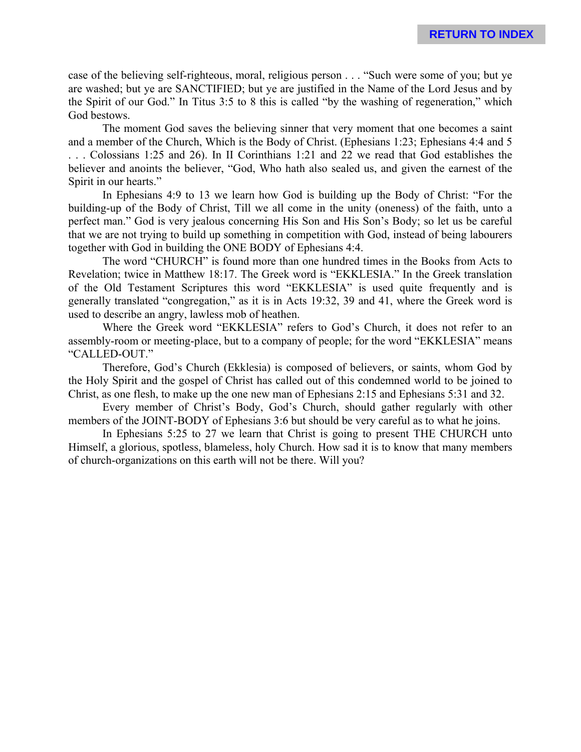case of the believing self-righteous, moral, religious person . . . "Such were some of you; but ye are washed; but ye are SANCTIFIED; but ye are justified in the Name of the Lord Jesus and by the Spirit of our God." In Titus 3:5 to 8 this is called "by the washing of regeneration," which God bestows.

The moment God saves the believing sinner that very moment that one becomes a saint and a member of the Church, Which is the Body of Christ. (Ephesians 1:23; Ephesians 4:4 and 5 . . . Colossians 1:25 and 26). In II Corinthians 1:21 and 22 we read that God establishes the believer and anoints the believer, "God, Who hath also sealed us, and given the earnest of the Spirit in our hearts."

In Ephesians 4:9 to 13 we learn how God is building up the Body of Christ: "For the building-up of the Body of Christ, Till we all come in the unity (oneness) of the faith, unto a perfect man." God is very jealous concerning His Son and His Son's Body; so let us be careful that we are not trying to build up something in competition with God, instead of being labourers together with God in building the ONE BODY of Ephesians 4:4.

The word "CHURCH" is found more than one hundred times in the Books from Acts to Revelation; twice in Matthew 18:17. The Greek word is "EKKLESIA." In the Greek translation of the Old Testament Scriptures this word "EKKLESIA" is used quite frequently and is generally translated "congregation," as it is in Acts 19:32, 39 and 41, where the Greek word is used to describe an angry, lawless mob of heathen.

Where the Greek word "EKKLESIA" refers to God's Church, it does not refer to an assembly-room or meeting-place, but to a company of people; for the word "EKKLESIA" means "CALLED-OUT."

Therefore, God's Church (Ekklesia) is composed of believers, or saints, whom God by the Holy Spirit and the gospel of Christ has called out of this condemned world to be joined to Christ, as one flesh, to make up the one new man of Ephesians 2:15 and Ephesians 5:31 and 32.

Every member of Christ's Body, God's Church, should gather regularly with other members of the JOINT-BODY of Ephesians 3:6 but should be very careful as to what he joins.

In Ephesians 5:25 to 27 we learn that Christ is going to present THE CHURCH unto Himself, a glorious, spotless, blameless, holy Church. How sad it is to know that many members of church-organizations on this earth will not be there. Will you?